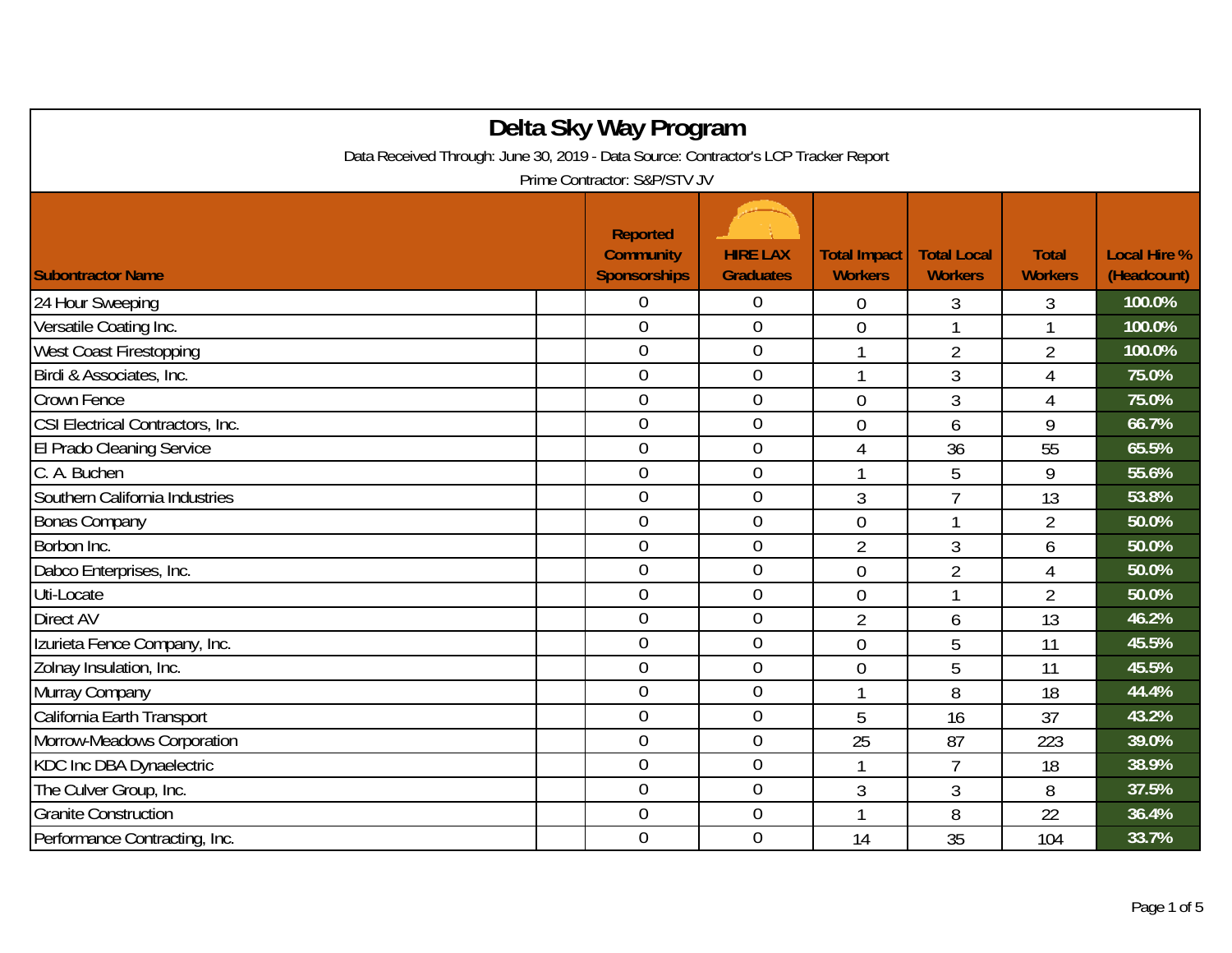# Delta Sky Way Program

Data Received Through: June 30, 2019 - Data Source: Contractor's LCP Tracker Report

Prime Contractor: S&P/STV JV

| Subontractor Name | Reported Community Sponsorships | HIRE LAX Graduates | Total Impact Workers | Total Local Workers | Total Workers | Local Hire % (Headcount) |
|---|---|---|---|---|---|---|
| 24 Hour Sweeping | 0 | 0 | 0 | 3 | 3 | 100.0% |
| Versatile Coating Inc. | 0 | 0 | 0 | 1 | 1 | 100.0% |
| West Coast Firestopping | 0 | 0 | 1 | 2 | 2 | 100.0% |
| Birdi & Associates, Inc. | 0 | 0 | 1 | 3 | 4 | 75.0% |
| Crown Fence | 0 | 0 | 0 | 3 | 4 | 75.0% |
| CSI Electrical Contractors, Inc. | 0 | 0 | 0 | 6 | 9 | 66.7% |
| El Prado Cleaning Service | 0 | 0 | 4 | 36 | 55 | 65.5% |
| C. A. Buchen | 0 | 0 | 1 | 5 | 9 | 55.6% |
| Southern California Industries | 0 | 0 | 3 | 7 | 13 | 53.8% |
| Bonas Company | 0 | 0 | 0 | 1 | 2 | 50.0% |
| Borbon Inc. | 0 | 0 | 2 | 3 | 6 | 50.0% |
| Dabco Enterprises, Inc. | 0 | 0 | 0 | 2 | 4 | 50.0% |
| Uti-Locate | 0 | 0 | 0 | 1 | 2 | 50.0% |
| Direct AV | 0 | 0 | 2 | 6 | 13 | 46.2% |
| Izurieta Fence Company, Inc. | 0 | 0 | 0 | 5 | 11 | 45.5% |
| Zolnay Insulation, Inc. | 0 | 0 | 0 | 5 | 11 | 45.5% |
| Murray Company | 0 | 0 | 1 | 8 | 18 | 44.4% |
| California Earth Transport | 0 | 0 | 5 | 16 | 37 | 43.2% |
| Morrow-Meadows Corporation | 0 | 0 | 25 | 87 | 223 | 39.0% |
| KDC Inc DBA Dynaelectric | 0 | 0 | 1 | 7 | 18 | 38.9% |
| The Culver Group, Inc. | 0 | 0 | 3 | 3 | 8 | 37.5% |
| Granite Construction | 0 | 0 | 1 | 8 | 22 | 36.4% |
| Performance Contracting, Inc. | 0 | 0 | 14 | 35 | 104 | 33.7% |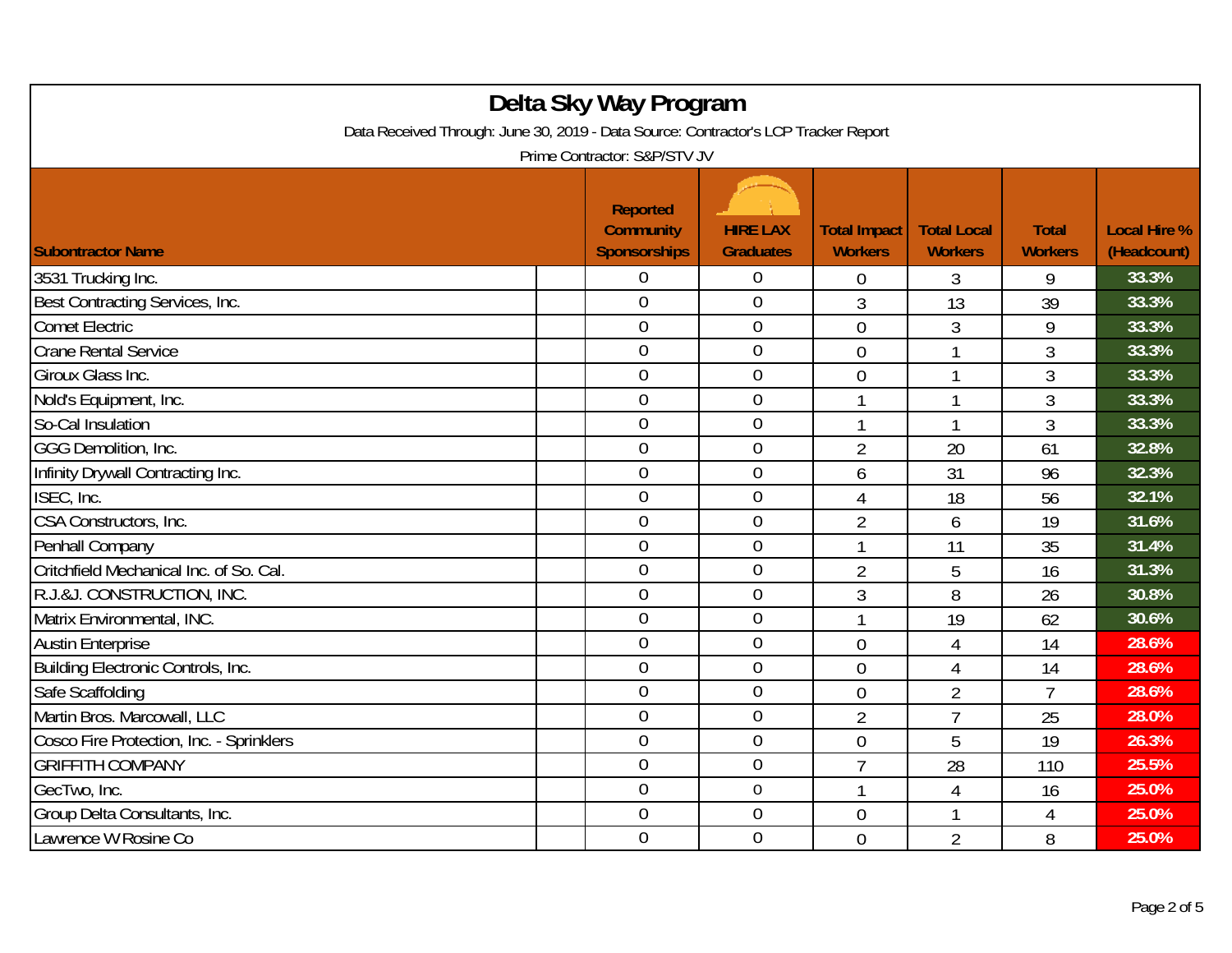# Delta Sky Way Program

Data Received Through: June 30, 2019 - Data Source: Contractor's LCP Tracker Report

Prime Contractor: S&P/STV JV

| Subontractor Name | Reported Community Sponsorships | HIRE LAX Graduates | Total Impact Workers | Total Local Workers | Total Workers | Local Hire % (Headcount) |
|---|---|---|---|---|---|---|
| 3531 Trucking Inc. | 0 | 0 | 0 | 3 | 9 | 33.3% |
| Best Contracting Services, Inc. | 0 | 0 | 3 | 13 | 39 | 33.3% |
| Comet Electric | 0 | 0 | 0 | 3 | 9 | 33.3% |
| Crane Rental Service | 0 | 0 | 0 | 1 | 3 | 33.3% |
| Giroux Glass Inc. | 0 | 0 | 0 | 1 | 3 | 33.3% |
| Nold's Equipment, Inc. | 0 | 0 | 1 | 1 | 3 | 33.3% |
| So-Cal Insulation | 0 | 0 | 1 | 1 | 3 | 33.3% |
| GGG Demolition, Inc. | 0 | 0 | 2 | 20 | 61 | 32.8% |
| Infinity Drywall Contracting Inc. | 0 | 0 | 6 | 31 | 96 | 32.3% |
| ISEC, Inc. | 0 | 0 | 4 | 18 | 56 | 32.1% |
| CSA Constructors, Inc. | 0 | 0 | 2 | 6 | 19 | 31.6% |
| Penhall Company | 0 | 0 | 1 | 11 | 35 | 31.4% |
| Critchfield Mechanical Inc. of So. Cal. | 0 | 0 | 2 | 5 | 16 | 31.3% |
| R.J.&J. CONSTRUCTION, INC. | 0 | 0 | 3 | 8 | 26 | 30.8% |
| Matrix Environmental, INC. | 0 | 0 | 1 | 19 | 62 | 30.6% |
| Austin Enterprise | 0 | 0 | 0 | 4 | 14 | 28.6% |
| Building Electronic Controls, Inc. | 0 | 0 | 0 | 4 | 14 | 28.6% |
| Safe Scaffolding | 0 | 0 | 0 | 2 | 7 | 28.6% |
| Martin Bros. Marcowall, LLC | 0 | 0 | 2 | 7 | 25 | 28.0% |
| Cosco Fire Protection, Inc. - Sprinklers | 0 | 0 | 0 | 5 | 19 | 26.3% |
| GRIFFITH COMPANY | 0 | 0 | 7 | 28 | 110 | 25.5% |
| GecTwo, Inc. | 0 | 0 | 1 | 4 | 16 | 25.0% |
| Group Delta Consultants, Inc. | 0 | 0 | 0 | 1 | 4 | 25.0% |
| Lawrence W Rosine Co | 0 | 0 | 0 | 2 | 8 | 25.0% |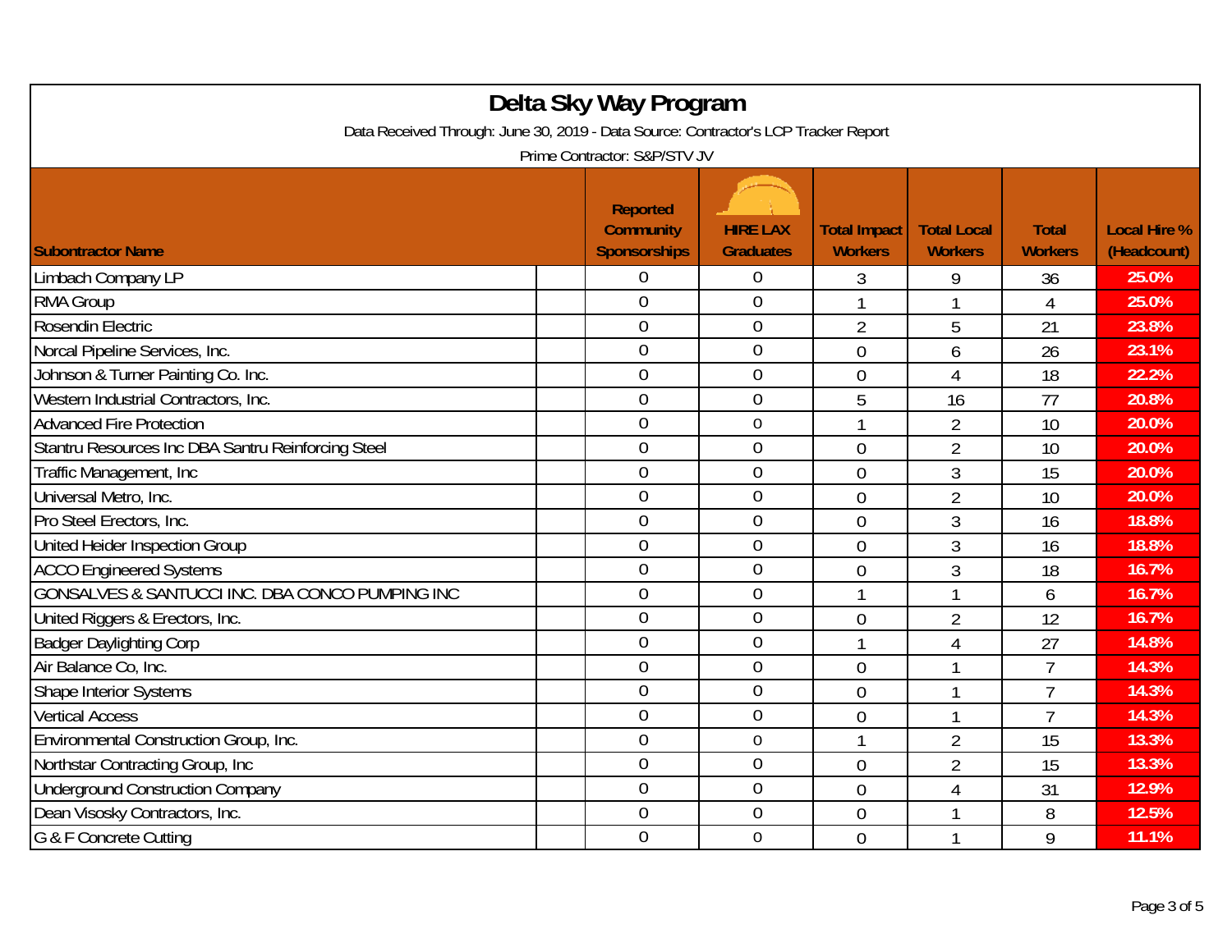# Delta Sky Way Program

Data Received Through: June 30, 2019 - Data Source: Contractor's LCP Tracker Report

Prime Contractor: S&P/STV JV

| Subontractor Name | Reported Community Sponsorships | HIRE LAX Graduates | Total Impact Workers | Total Local Workers | Total Workers | Local Hire % (Headcount) |
|---|---|---|---|---|---|---|
| Limbach Company LP | 0 | 0 | 3 | 9 | 36 | 25.0% |
| RMA Group | 0 | 0 | 1 | 1 | 4 | 25.0% |
| Rosendin Electric | 0 | 0 | 2 | 5 | 21 | 23.8% |
| Norcal Pipeline Services, Inc. | 0 | 0 | 0 | 6 | 26 | 23.1% |
| Johnson & Turner Painting Co. Inc. | 0 | 0 | 0 | 4 | 18 | 22.2% |
| Western Industrial Contractors, Inc. | 0 | 0 | 5 | 16 | 77 | 20.8% |
| Advanced Fire Protection | 0 | 0 | 1 | 2 | 10 | 20.0% |
| Stantru Resources Inc DBA Santru Reinforcing Steel | 0 | 0 | 0 | 2 | 10 | 20.0% |
| Traffic Management, Inc | 0 | 0 | 0 | 3 | 15 | 20.0% |
| Universal Metro, Inc. | 0 | 0 | 0 | 2 | 10 | 20.0% |
| Pro Steel Erectors, Inc. | 0 | 0 | 0 | 3 | 16 | 18.8% |
| United Heider Inspection Group | 0 | 0 | 0 | 3 | 16 | 18.8% |
| ACCO Engineered Systems | 0 | 0 | 0 | 3 | 18 | 16.7% |
| GONSALVES & SANTUCCI INC. DBA CONCO PUMPING INC | 0 | 0 | 1 | 1 | 6 | 16.7% |
| United Riggers & Erectors, Inc. | 0 | 0 | 0 | 2 | 12 | 16.7% |
| Badger Daylighting Corp | 0 | 0 | 1 | 4 | 27 | 14.8% |
| Air Balance Co, Inc. | 0 | 0 | 0 | 1 | 7 | 14.3% |
| Shape Interior Systems | 0 | 0 | 0 | 1 | 7 | 14.3% |
| Vertical Access | 0 | 0 | 0 | 1 | 7 | 14.3% |
| Environmental Construction Group, Inc. | 0 | 0 | 1 | 2 | 15 | 13.3% |
| Northstar Contracting Group, Inc | 0 | 0 | 0 | 2 | 15 | 13.3% |
| Underground Construction Company | 0 | 0 | 0 | 4 | 31 | 12.9% |
| Dean Visosky Contractors, Inc. | 0 | 0 | 0 | 1 | 8 | 12.5% |
| G & F Concrete Cutting | 0 | 0 | 0 | 1 | 9 | 11.1% |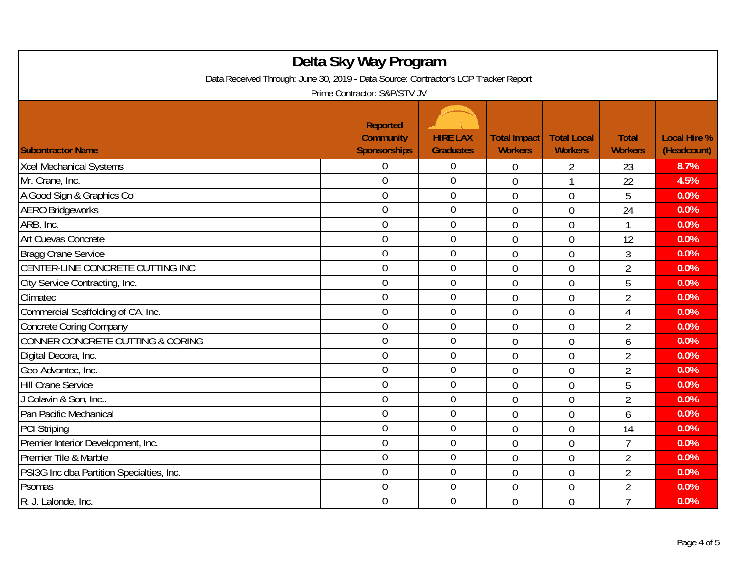# Delta Sky Way Program

Data Received Through: June 30, 2019 - Data Source: Contractor's LCP Tracker Report

Prime Contractor: S&P/STV JV

| Subontractor Name | Reported Community Sponsorships | HIRE LAX Graduates | Total Impact Workers | Total Local Workers | Total Workers | Local Hire % (Headcount) |
|---|---|---|---|---|---|---|
| Xcel Mechanical Systems | 0 | 0 | 0 | 2 | 23 | 8.7% |
| Mr. Crane, Inc. | 0 | 0 | 0 | 1 | 22 | 4.5% |
| A Good Sign & Graphics Co | 0 | 0 | 0 | 0 | 5 | 0.0% |
| AERO Bridgeworks | 0 | 0 | 0 | 0 | 24 | 0.0% |
| ARB, Inc. | 0 | 0 | 0 | 0 | 1 | 0.0% |
| Art Cuevas Concrete | 0 | 0 | 0 | 0 | 12 | 0.0% |
| Bragg Crane Service | 0 | 0 | 0 | 0 | 3 | 0.0% |
| CENTER-LINE CONCRETE CUTTING INC | 0 | 0 | 0 | 0 | 2 | 0.0% |
| City Service Contracting, Inc. | 0 | 0 | 0 | 0 | 5 | 0.0% |
| Climatec | 0 | 0 | 0 | 0 | 2 | 0.0% |
| Commercial Scaffolding of CA, Inc. | 0 | 0 | 0 | 0 | 4 | 0.0% |
| Concrete Coring Company | 0 | 0 | 0 | 0 | 2 | 0.0% |
| CONNER CONCRETE CUTTING & CORING | 0 | 0 | 0 | 0 | 6 | 0.0% |
| Digital Decora, Inc. | 0 | 0 | 0 | 0 | 2 | 0.0% |
| Geo-Advantec, Inc. | 0 | 0 | 0 | 0 | 2 | 0.0% |
| Hill Crane Service | 0 | 0 | 0 | 0 | 5 | 0.0% |
| J Colavin & Son, Inc.. | 0 | 0 | 0 | 0 | 2 | 0.0% |
| Pan Pacific Mechanical | 0 | 0 | 0 | 0 | 6 | 0.0% |
| PCI Striping | 0 | 0 | 0 | 0 | 14 | 0.0% |
| Premier Interior Development, Inc. | 0 | 0 | 0 | 0 | 7 | 0.0% |
| Premier Tile & Marble | 0 | 0 | 0 | 0 | 2 | 0.0% |
| PSI3G Inc dba Partition Specialties, Inc. | 0 | 0 | 0 | 0 | 2 | 0.0% |
| Psomas | 0 | 0 | 0 | 0 | 2 | 0.0% |
| R. J. Lalonde, Inc. | 0 | 0 | 0 | 0 | 7 | 0.0% |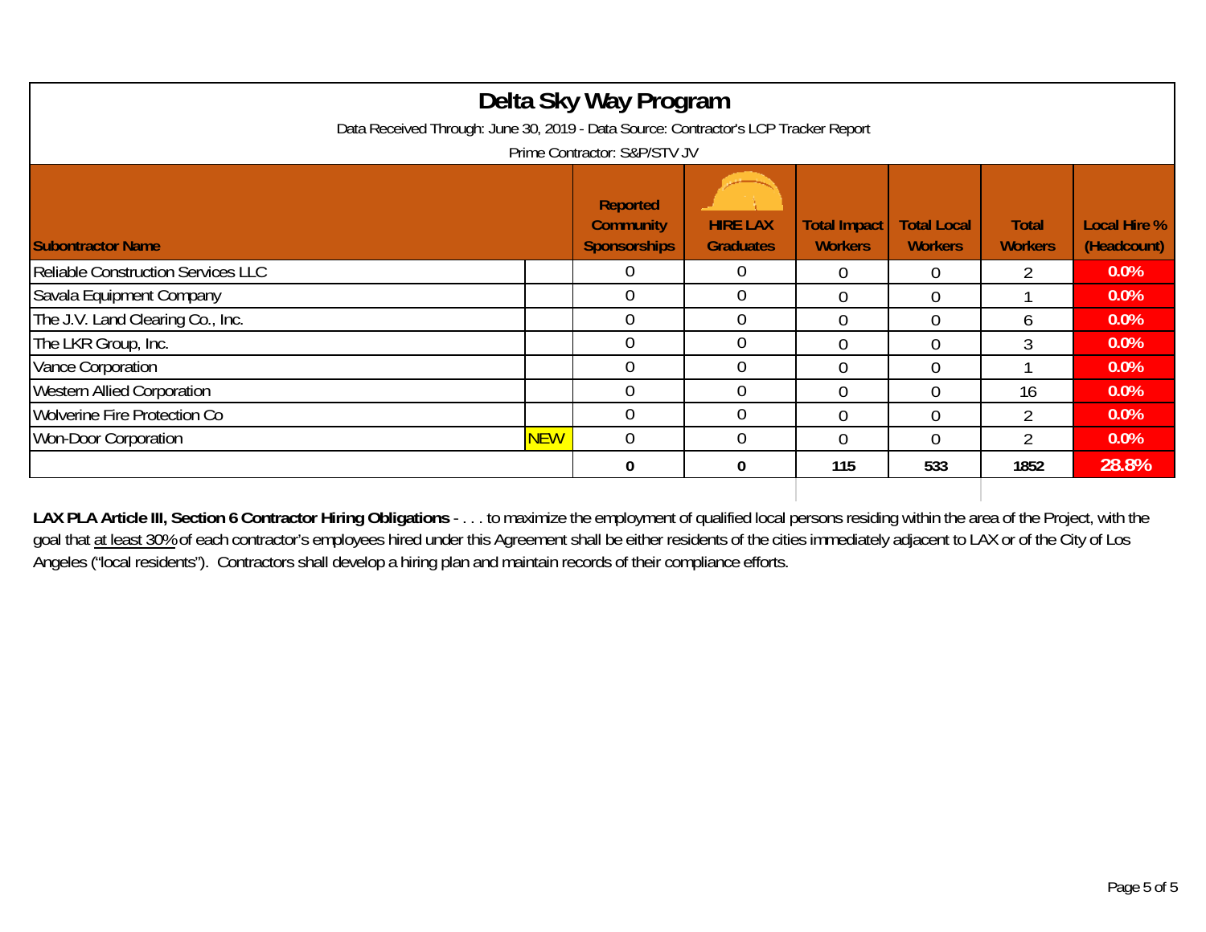# Delta Sky Way Program

Data Received Through: June 30, 2019 - Data Source: Contractor's LCP Tracker Report

Prime Contractor: S&P/STV JV

| Subontractor Name | | Reported Community Sponsorships | HIRE LAX Graduates | Total Impact Workers | Total Local Workers | Total Workers | Local Hire % (Headcount) |
|---|---|---|---|---|---|---|---|
| Reliable Construction Services LLC | | 0 | 0 | 0 | 0 | 2 | 0.0% |
| Savala Equipment Company | | 0 | 0 | 0 | 0 | 1 | 0.0% |
| The J.V. Land Clearing Co., Inc. | | 0 | 0 | 0 | 0 | 6 | 0.0% |
| The LKR Group, Inc. | | 0 | 0 | 0 | 0 | 3 | 0.0% |
| Vance Corporation | | 0 | 0 | 0 | 0 | 1 | 0.0% |
| Western Allied Corporation | | 0 | 0 | 0 | 0 | 16 | 0.0% |
| Wolverine Fire Protection Co | | 0 | 0 | 0 | 0 | 2 | 0.0% |
| Won-Door Corporation | NEW | 0 | 0 | 0 | 0 | 2 | 0.0% |
| | | **0** | **0** | **115** | **533** | **1852** | **28.8%** |

**LAX PLA Article III, Section 6 Contractor Hiring Obligations** - . . . to maximize the employment of qualified local persons residing within the area of the Project, with the goal that at least 30% of each contractor's employees hired under this Agreement shall be either residents of the cities immediately adjacent to LAX or of the City of Los Angeles ("local residents"). Contractors shall develop a hiring plan and maintain records of their compliance efforts.